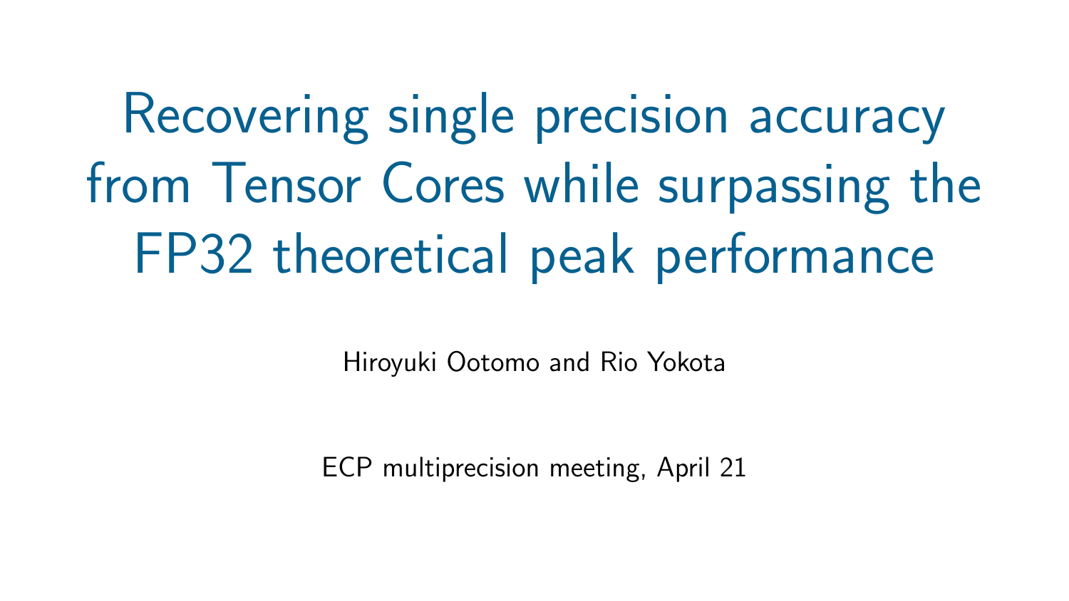# Recovering single precision accuracy from Tensor Cores while surpassing the FP32 theoretical peak performance

Hiroyuki Ootomo and Rio Yokota

ECP multiprecision meeting, April 21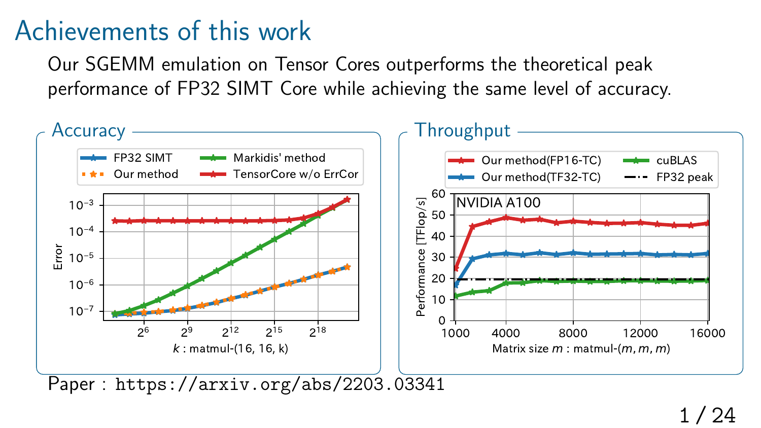# Achievements of this work

Our SGEMM emulation on Tensor Cores outperforms the theoretical peak performance of FP32 SIMT Core while achieving the same level of accuracy.

## Accuracy

FP32 SIMT, Our method, Markidis' method, TensorCore w/o ErrCor

Error vs. $k$ : matmul-(16, 16, k)

## Throughput

Our method(FP16-TC), Our method(TF32-TC), cuBLAS, FP32 peak

NVIDIA A100

Performance [TFlop/s] vs. Matrix size $m$ : matmul-($m$, $m$, $m$)

Paper : `https://arxiv.org/abs/2203.03341`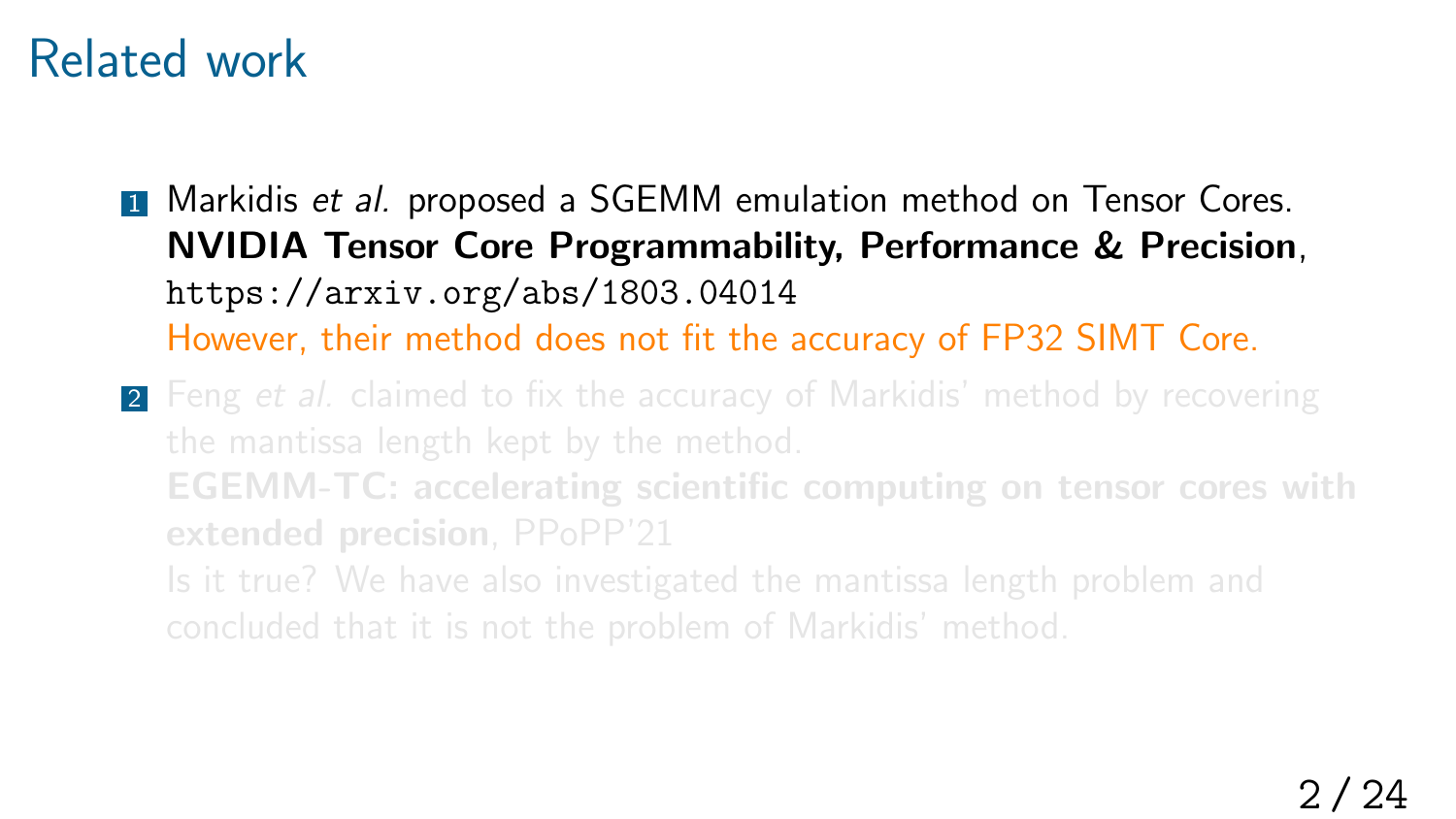# Related work

1. Markidis *et al.* proposed a SGEMM emulation method on Tensor Cores.
   **NVIDIA Tensor Core Programmability, Performance & Precision**, `https://arxiv.org/abs/1803.04014`
   However, their method does not fit the accuracy of FP32 SIMT Core.
2. Feng *et al.* claimed to fix the accuracy of Markidis' method by recovering the mantissa length kept by the method.
   **EGEMM-TC: accelerating scientific computing on tensor cores with extended precision**, PPoPP'21
   Is it true? We have also investigated the mantissa length problem and concluded that it is not the problem of Markidis' method.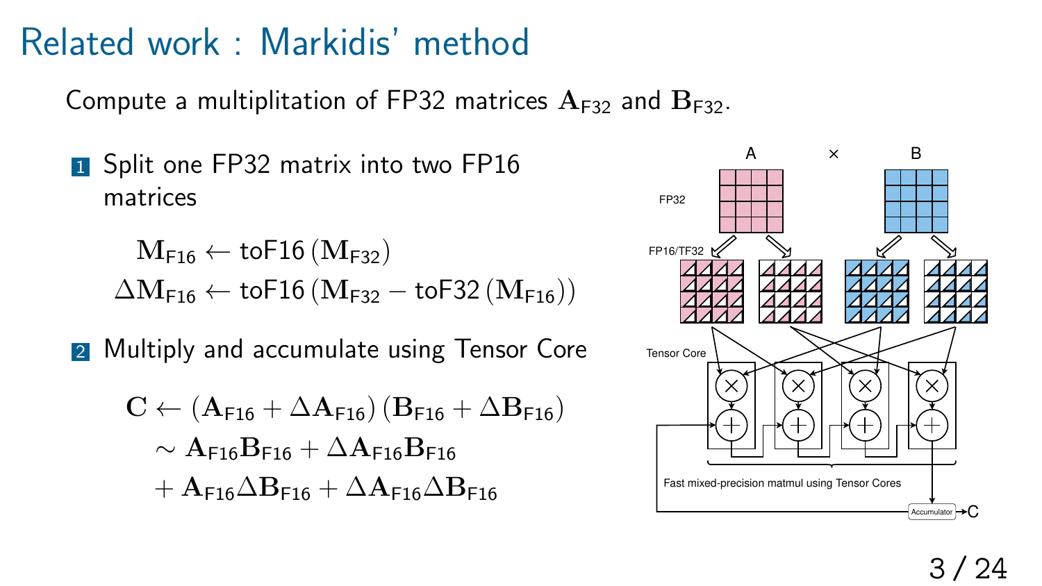# Related work : Markidis' method

Compute a multiplitation of FP32 matrices $\mathbf{A}_{\mathsf{F32}}$ and $\mathbf{B}_{\mathsf{F32}}$.

1. Split one FP32 matrix into two FP16 matrices

$$\mathbf{M}_{\mathsf{F16}} \leftarrow \mathsf{toF16}\left(\mathbf{M}_{\mathsf{F32}}\right)$$
$$\Delta\mathbf{M}_{\mathsf{F16}} \leftarrow \mathsf{toF16}\left(\mathbf{M}_{\mathsf{F32}} - \mathsf{toF32}\left(\mathbf{M}_{\mathsf{F16}}\right)\right)$$

2. Multiply and accumulate using Tensor Core

$$\begin{aligned}\mathbf{C} \leftarrow & \left(\mathbf{A}_{\mathsf{F16}} + \Delta\mathbf{A}_{\mathsf{F16}}\right)\left(\mathbf{B}_{\mathsf{F16}} + \Delta\mathbf{B}_{\mathsf{F16}}\right) \\ & \sim \mathbf{A}_{\mathsf{F16}}\mathbf{B}_{\mathsf{F16}} + \Delta\mathbf{A}_{\mathsf{F16}}\mathbf{B}_{\mathsf{F16}} \\ & + \mathbf{A}_{\mathsf{F16}}\Delta\mathbf{B}_{\mathsf{F16}} + \Delta\mathbf{A}_{\mathsf{F16}}\Delta\mathbf{B}_{\mathsf{F16}}\end{aligned}$$

A × B

FP32

FP16/TF32

Tensor Core

Fast mixed-precision matmul using Tensor Cores

Accumulator → C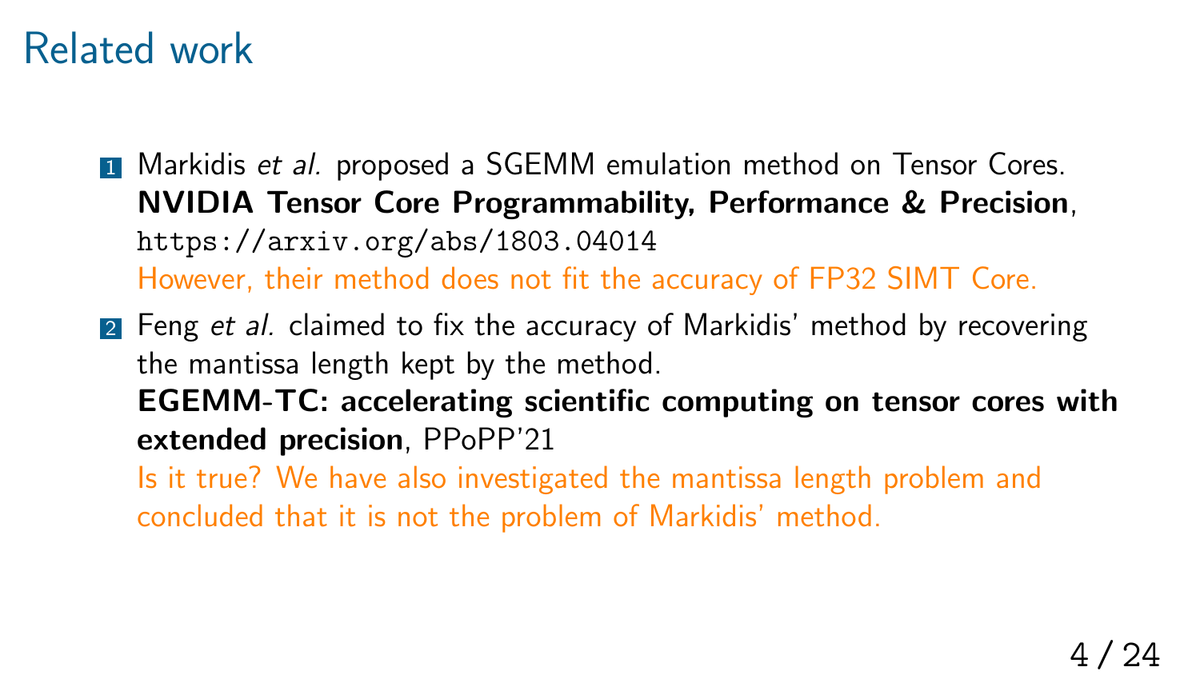# Related work

1. Markidis *et al.* proposed a SGEMM emulation method on Tensor Cores. **NVIDIA Tensor Core Programmability, Performance & Precision**, `https://arxiv.org/abs/1803.04014`
   However, their method does not fit the accuracy of FP32 SIMT Core.
2. Feng *et al.* claimed to fix the accuracy of Markidis' method by recovering the mantissa length kept by the method.
   **EGEMM-TC: accelerating scientific computing on tensor cores with extended precision**, PPoPP'21
   Is it true? We have also investigated the mantissa length problem and concluded that it is not the problem of Markidis' method.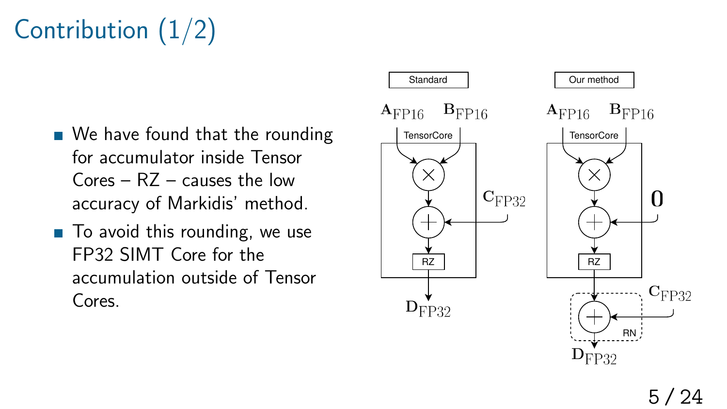# Contribution (1/2)

- We have found that the rounding for accumulator inside Tensor Cores – RZ – causes the low accuracy of Markidis' method.
- To avoid this rounding, we use FP32 SIMT Core for the accumulation outside of Tensor Cores.

Standard

$\mathbf{A}_{\text{FP16}}$ $\mathbf{B}_{\text{FP16}}$

TensorCore

$\mathbf{C}_{\text{FP32}}$

RZ

$\mathbf{D}_{\text{FP32}}$

Our method

$\mathbf{A}_{\text{FP16}}$ $\mathbf{B}_{\text{FP16}}$

TensorCore

$\mathbf{0}$

RZ

$\mathbf{C}_{\text{FP32}}$

RN

$\mathbf{D}_{\text{FP32}}$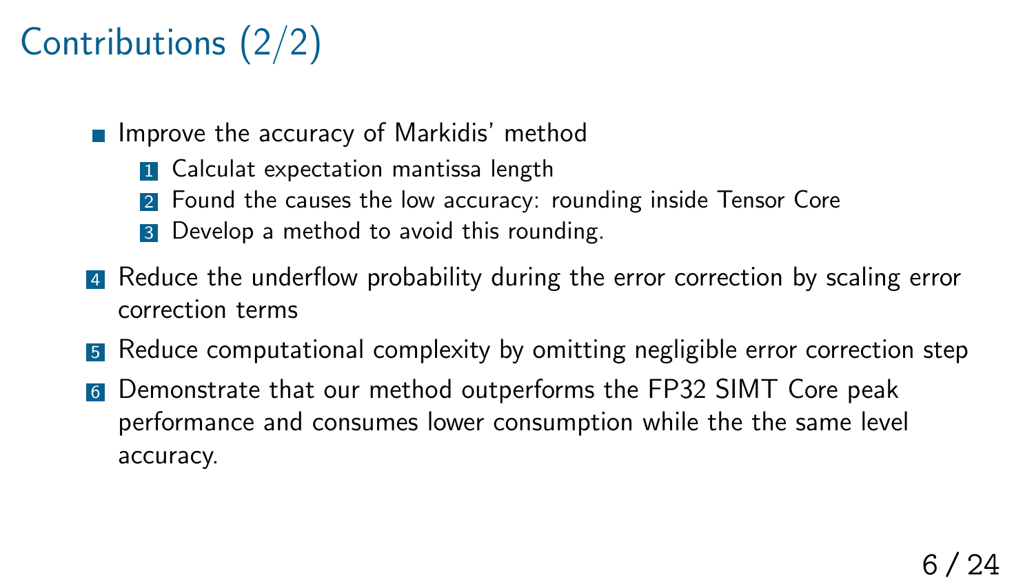# Contributions (2/2)

- Improve the accuracy of Markidis' method
  1. Calculat expectation mantissa length
  2. Found the causes the low accuracy: rounding inside Tensor Core
  3. Develop a method to avoid this rounding.

4. Reduce the underflow probability during the error correction by scaling error correction terms
5. Reduce computational complexity by omitting negligible error correction step
6. Demonstrate that our method outperforms the FP32 SIMT Core peak performance and consumes lower consumption while the the same level accuracy.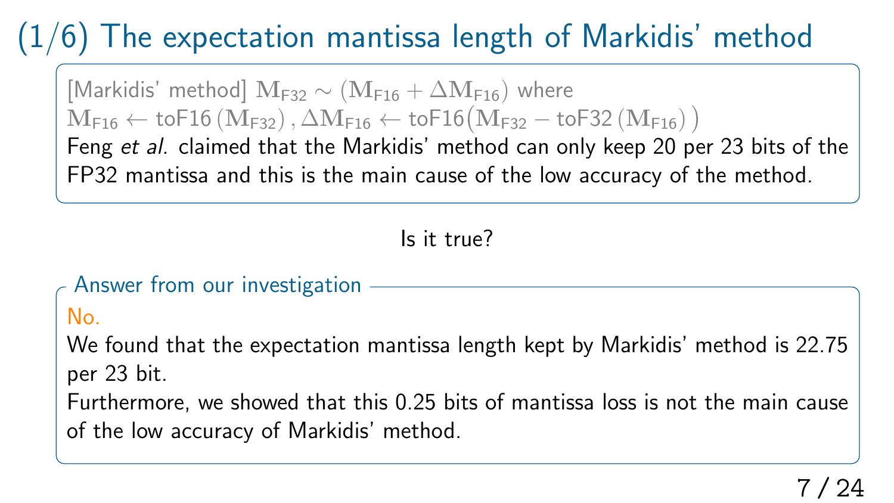# (1/6) The expectation mantissa length of Markidis' method

[Markidis' method] $\mathbf{M}_{\mathsf{F32}} \sim (\mathbf{M}_{\mathsf{F16}} + \Delta\mathbf{M}_{\mathsf{F16}})$ where
$\mathbf{M}_{\mathsf{F16}} \leftarrow \mathsf{toF16}(\mathbf{M}_{\mathsf{F32}})\,, \Delta\mathbf{M}_{\mathsf{F16}} \leftarrow \mathsf{toF16}\big(\mathbf{M}_{\mathsf{F32}} - \mathsf{toF32}(\mathbf{M}_{\mathsf{F16}})\big)$
Feng *et al.* claimed that the Markidis' method can only keep 20 per 23 bits of the FP32 mantissa and this is the main cause of the low accuracy of the method.

Is it true?

**Answer from our investigation**

No.
We found that the expectation mantissa length kept by Markidis' method is 22.75 per 23 bit.
Furthermore, we showed that this 0.25 bits of mantissa loss is not the main cause of the low accuracy of Markidis' method.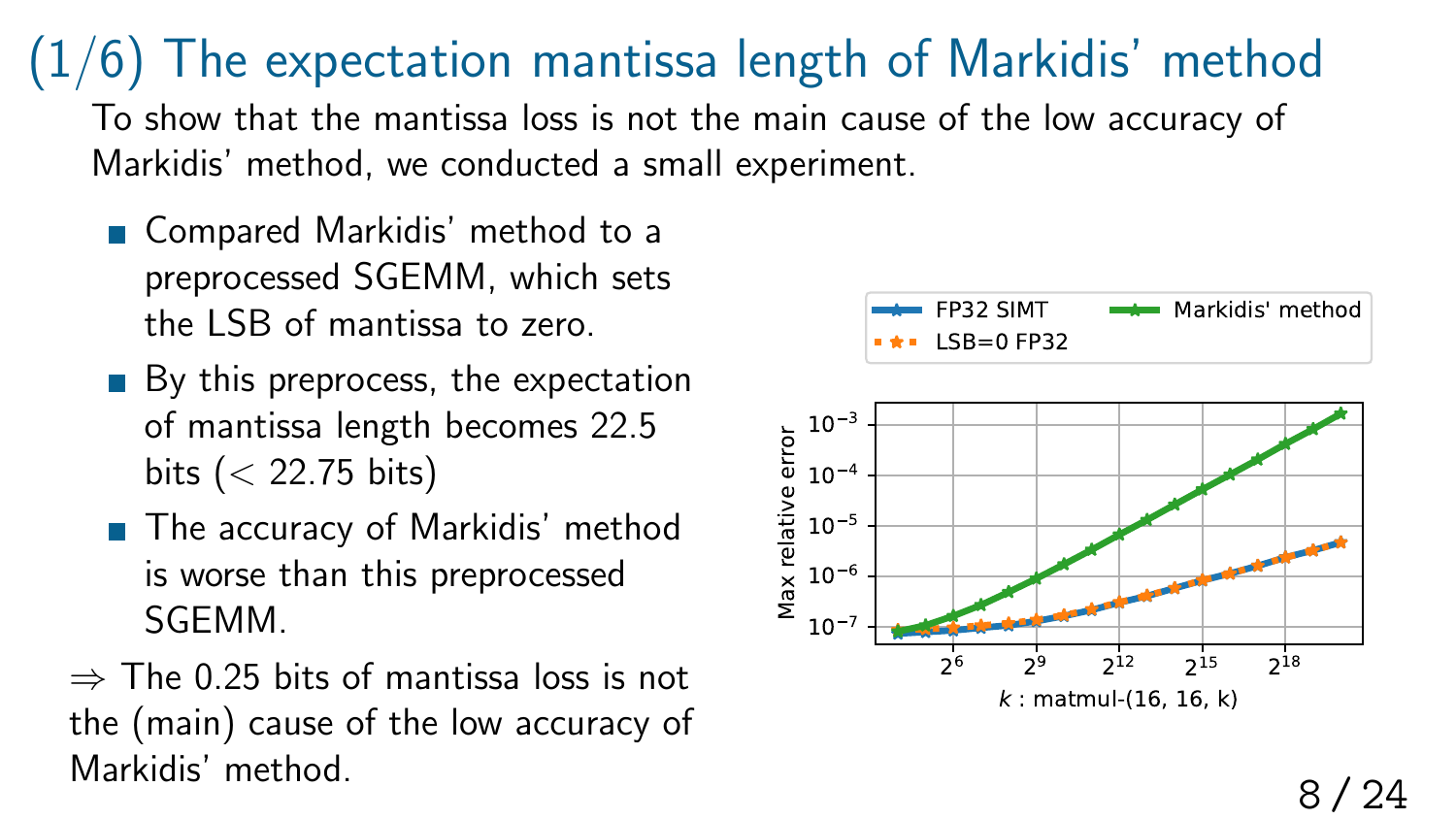# (1/6) The expectation mantissa length of Markidis' method

To show that the mantissa loss is not the main cause of the low accuracy of Markidis' method, we conducted a small experiment.

- Compared Markidis' method to a preprocessed SGEMM, which sets the LSB of mantissa to zero.
- By this preprocess, the expectation of mantissa length becomes 22.5 bits ($<$ 22.75 bits)
- The accuracy of Markidis' method is worse than this preprocessed SGEMM.

$\Rightarrow$ The 0.25 bits of mantissa loss is not the (main) cause of the low accuracy of Markidis' method.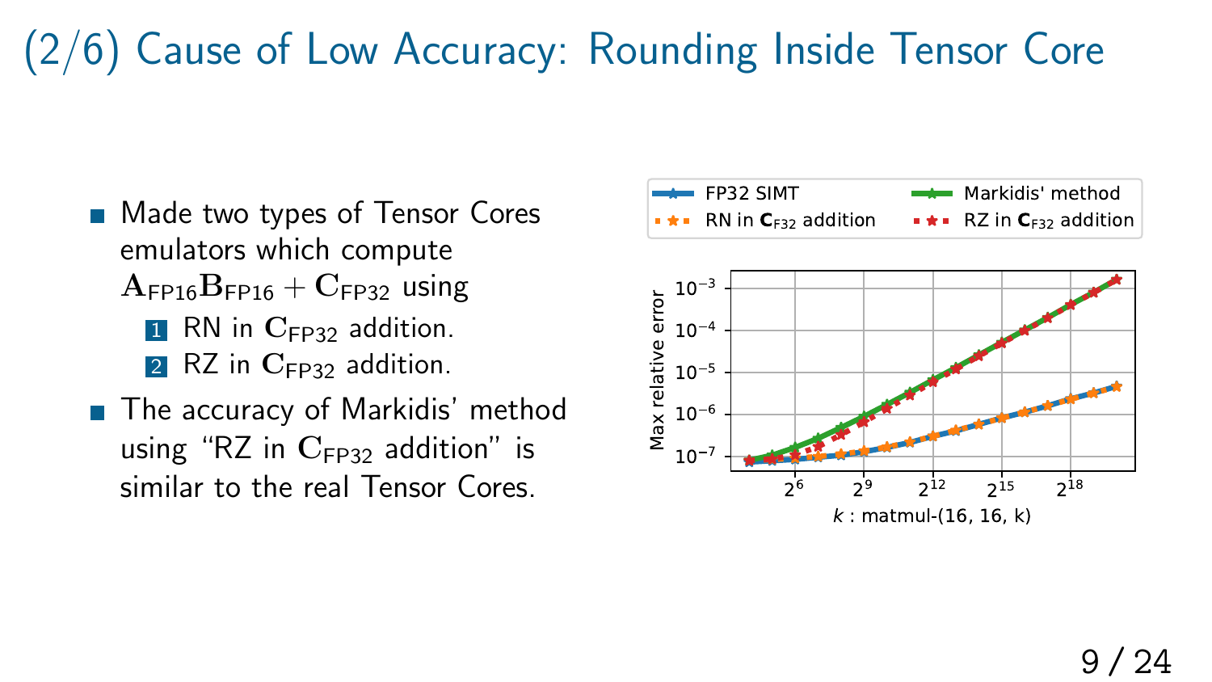# (2/6) Cause of Low Accuracy: Rounding Inside Tensor Core

- Made two types of Tensor Cores emulators which compute $\mathbf{A}_{\text{FP16}}\mathbf{B}_{\text{FP16}} + \mathbf{C}_{\text{FP32}}$ using
  1. RN in $\mathbf{C}_{\text{FP32}}$ addition.
  2. RZ in $\mathbf{C}_{\text{FP32}}$ addition.
- The accuracy of Markidis' method using "RZ in $\mathbf{C}_{\text{FP32}}$ addition" is similar to the real Tensor Cores.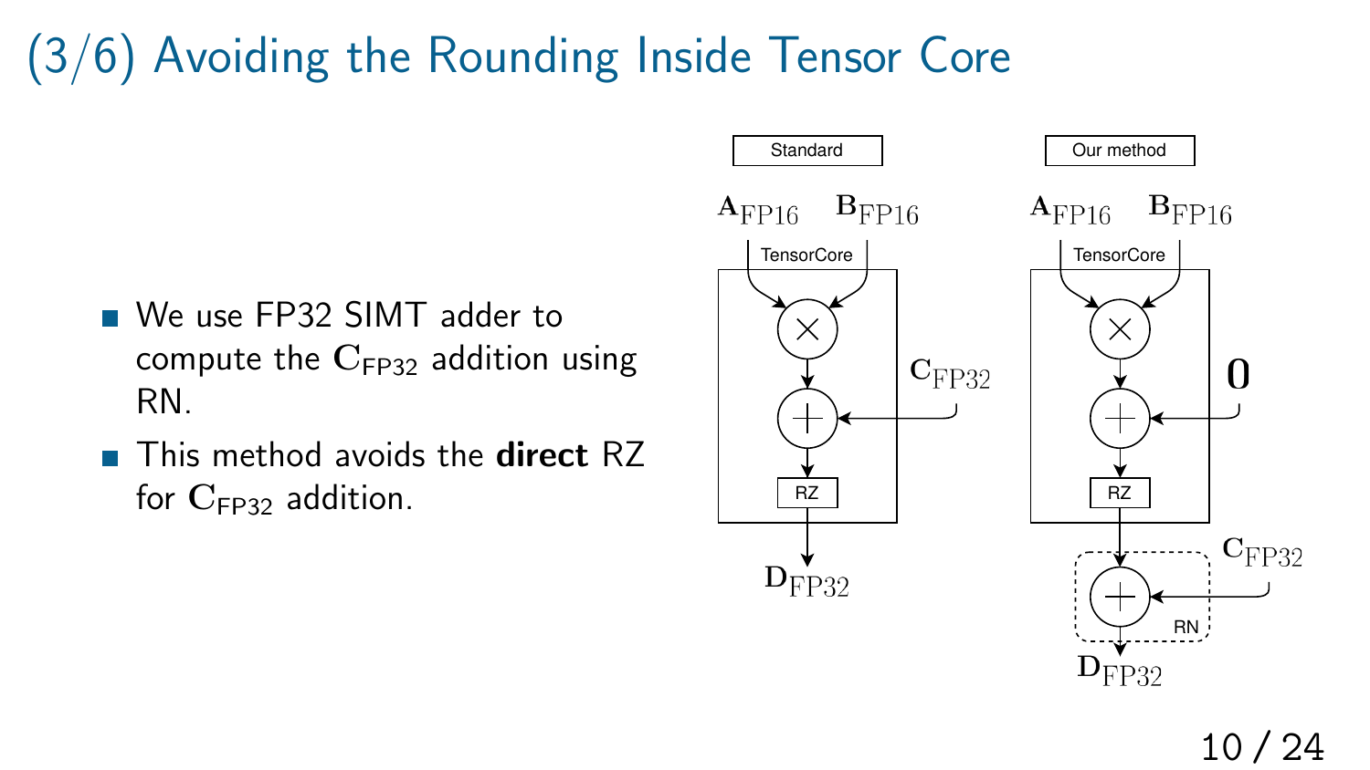# (3/6) Avoiding the Rounding Inside Tensor Core

- We use FP32 SIMT adder to compute the $\mathbf{C}_{\text{FP32}}$ addition using RN.
- This method avoids the **direct** RZ for $\mathbf{C}_{\text{FP32}}$ addition.

Standard

$\mathbf{A}_{\text{FP16}}$ $\mathbf{B}_{\text{FP16}}$

TensorCore

$\times$

$+$ ← $\mathbf{C}_{\text{FP32}}$

RZ

$\mathbf{D}_{\text{FP32}}$

Our method

$\mathbf{A}_{\text{FP16}}$ $\mathbf{B}_{\text{FP16}}$

TensorCore

$\times$

$+$ ← $\mathbf{0}$

RZ

$+$ ← $\mathbf{C}_{\text{FP32}}$

RN

$\mathbf{D}_{\text{FP32}}$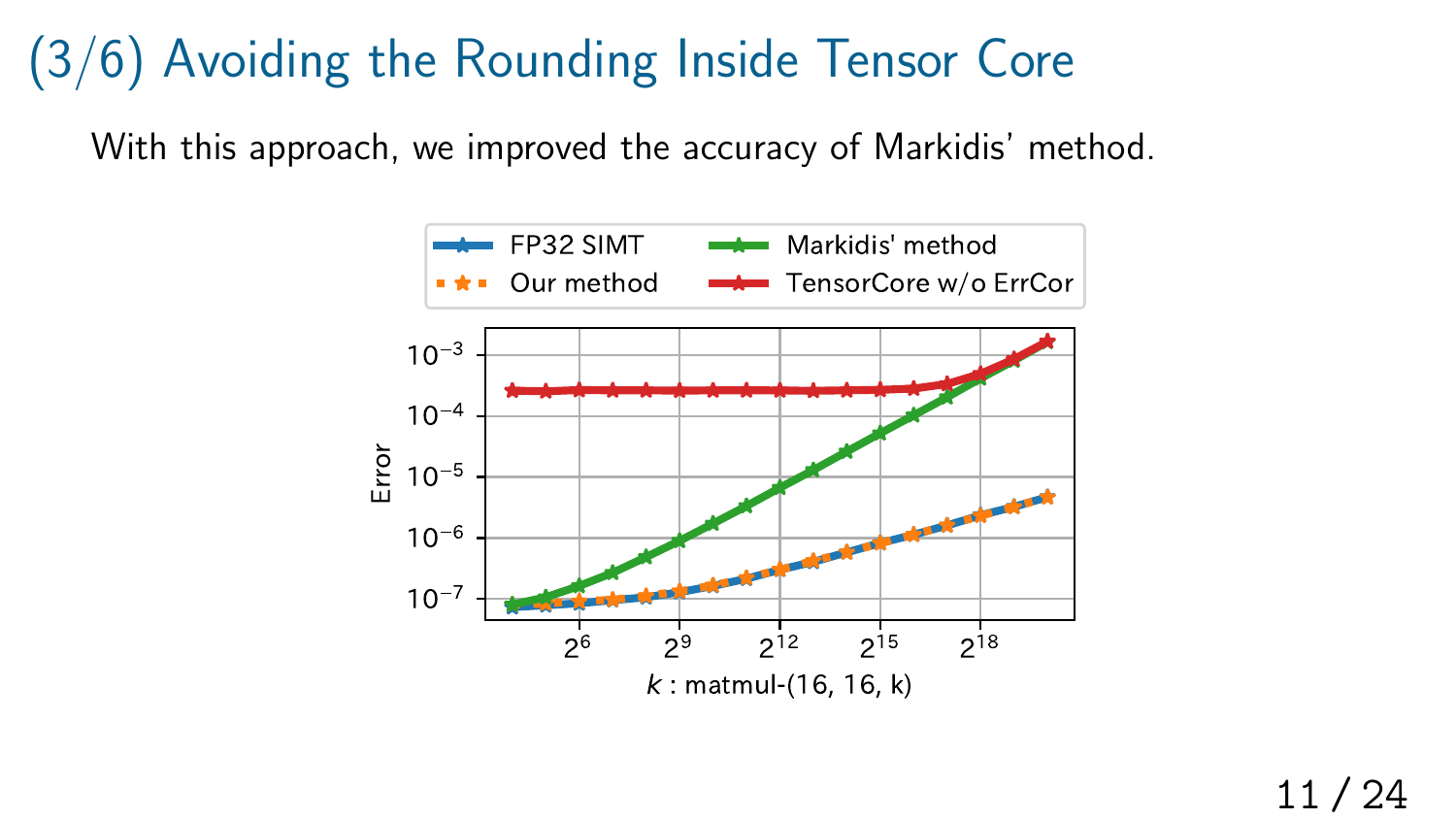# (3/6) Avoiding the Rounding Inside Tensor Core

With this approach, we improved the accuracy of Markidis' method.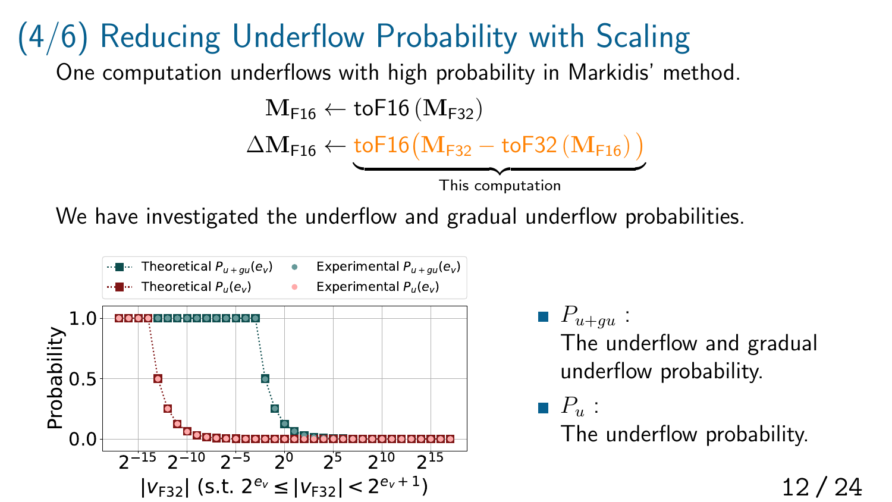# (4/6) Reducing Underflow Probability with Scaling

One computation underflows with high probability in Markidis' method.

$$\mathbf{M}_{\mathsf{F16}} \leftarrow \mathsf{toF16}\left(\mathbf{M}_{\mathsf{F32}}\right)$$

$$\Delta\mathbf{M}_{\mathsf{F16}} \leftarrow \underbrace{\mathsf{toF16}\Big(\mathbf{M}_{\mathsf{F32}} - \mathsf{toF32}\left(\mathbf{M}_{\mathsf{F16}}\right)\Big)}_{\text{This computation}}$$

We have investigated the underflow and gradual underflow probabilities.

Legend: Theoretical $P_{u+gu}(e_v)$, Experimental $P_{u+gu}(e_v)$, Theoretical $P_u(e_v)$, Experimental $P_u(e_v)$

Y-axis: Probability (0.0, 0.5, 1.0)

X-axis: $|v_{\mathsf{F32}}|$ (s.t. $2^{e_v} \leq |v_{\mathsf{F32}}| < 2^{e_v+1}$) ($2^{-15}$, $2^{-10}$, $2^{-5}$, $2^{0}$, $2^{5}$, $2^{10}$, $2^{15}$)

- $P_{u+gu}$ : The underflow and gradual underflow probability.
- $P_u$ : The underflow probability.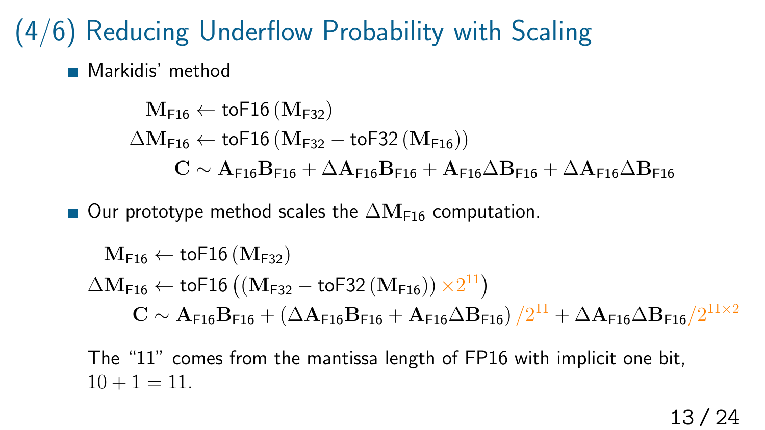# (4/6) Reducing Underflow Probability with Scaling

- Markidis' method

$$
\begin{aligned}
\mathbf{M}_{\mathsf{F16}} &\leftarrow \mathsf{toF16}\left(\mathbf{M}_{\mathsf{F32}}\right) \\
\Delta\mathbf{M}_{\mathsf{F16}} &\leftarrow \mathsf{toF16}\left(\mathbf{M}_{\mathsf{F32}} - \mathsf{toF32}\left(\mathbf{M}_{\mathsf{F16}}\right)\right) \\
\mathbf{C} &\sim \mathbf{A}_{\mathsf{F16}}\mathbf{B}_{\mathsf{F16}} + \Delta\mathbf{A}_{\mathsf{F16}}\mathbf{B}_{\mathsf{F16}} + \mathbf{A}_{\mathsf{F16}}\Delta\mathbf{B}_{\mathsf{F16}} + \Delta\mathbf{A}_{\mathsf{F16}}\Delta\mathbf{B}_{\mathsf{F16}}
\end{aligned}
$$

- Our prototype method scales the $\Delta\mathbf{M}_{\mathsf{F16}}$ computation.

$$
\begin{aligned}
\mathbf{M}_{\mathsf{F16}} &\leftarrow \mathsf{toF16}\left(\mathbf{M}_{\mathsf{F32}}\right) \\
\Delta\mathbf{M}_{\mathsf{F16}} &\leftarrow \mathsf{toF16}\left(\left(\mathbf{M}_{\mathsf{F32}} - \mathsf{toF32}\left(\mathbf{M}_{\mathsf{F16}}\right)\right) \times 2^{11}\right) \\
\mathbf{C} &\sim \mathbf{A}_{\mathsf{F16}}\mathbf{B}_{\mathsf{F16}} + \left(\Delta\mathbf{A}_{\mathsf{F16}}\mathbf{B}_{\mathsf{F16}} + \mathbf{A}_{\mathsf{F16}}\Delta\mathbf{B}_{\mathsf{F16}}\right)/2^{11} + \Delta\mathbf{A}_{\mathsf{F16}}\Delta\mathbf{B}_{\mathsf{F16}}/2^{11\times 2}
\end{aligned}
$$

The "11" comes from the mantissa length of FP16 with implicit one bit, $10 + 1 = 11$.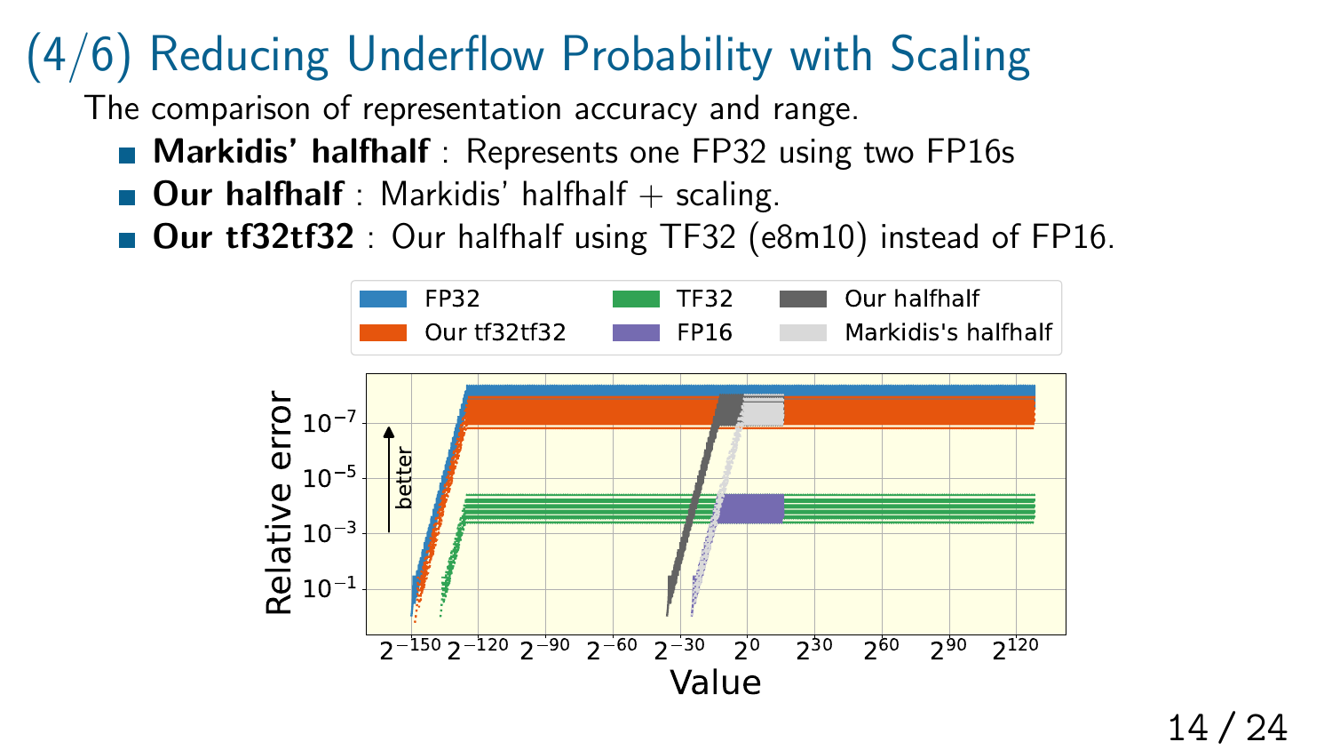# (4/6) Reducing Underflow Probability with Scaling

The comparison of representation accuracy and range.

- **Markidis' halfhalf** : Represents one FP32 using two FP16s
- **Our halfhalf** : Markidis' halfhalf + scaling.
- **Our tf32tf32** : Our halfhalf using TF32 (e8m10) instead of FP16.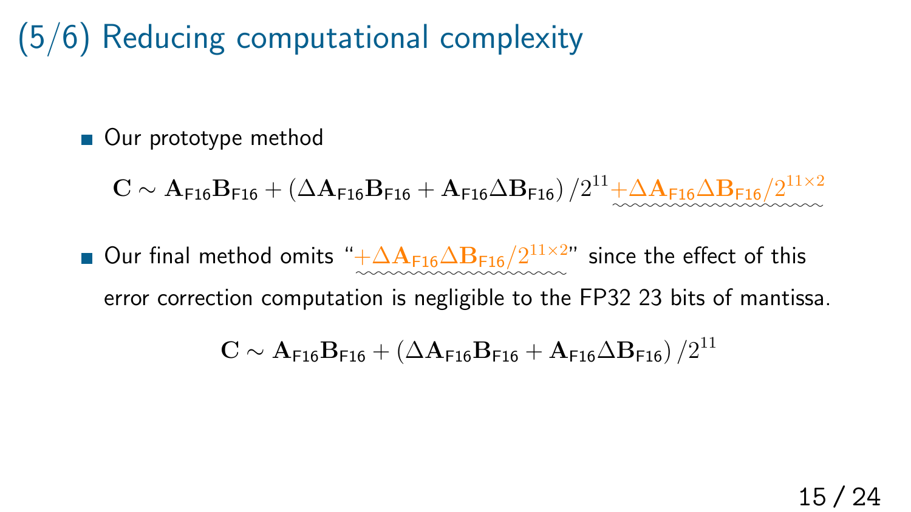# (5/6) Reducing computational complexity

- Our prototype method

$$\mathbf{C} \sim \mathbf{A}_{\mathsf{F16}}\mathbf{B}_{\mathsf{F16}} + \left(\Delta\mathbf{A}_{\mathsf{F16}}\mathbf{B}_{\mathsf{F16}} + \mathbf{A}_{\mathsf{F16}}\Delta\mathbf{B}_{\mathsf{F16}}\right)/2^{11} + \Delta\mathbf{A}_{\mathsf{F16}}\Delta\mathbf{B}_{\mathsf{F16}}/2^{11\times 2}$$

- Our final method omits "$+\Delta\mathbf{A}_{\mathsf{F16}}\Delta\mathbf{B}_{\mathsf{F16}}/2^{11\times 2}$" since the effect of this error correction computation is negligible to the FP32 23 bits of mantissa.

$$\mathbf{C} \sim \mathbf{A}_{\mathsf{F16}}\mathbf{B}_{\mathsf{F16}} + \left(\Delta\mathbf{A}_{\mathsf{F16}}\mathbf{B}_{\mathsf{F16}} + \mathbf{A}_{\mathsf{F16}}\Delta\mathbf{B}_{\mathsf{F16}}\right)/2^{11}$$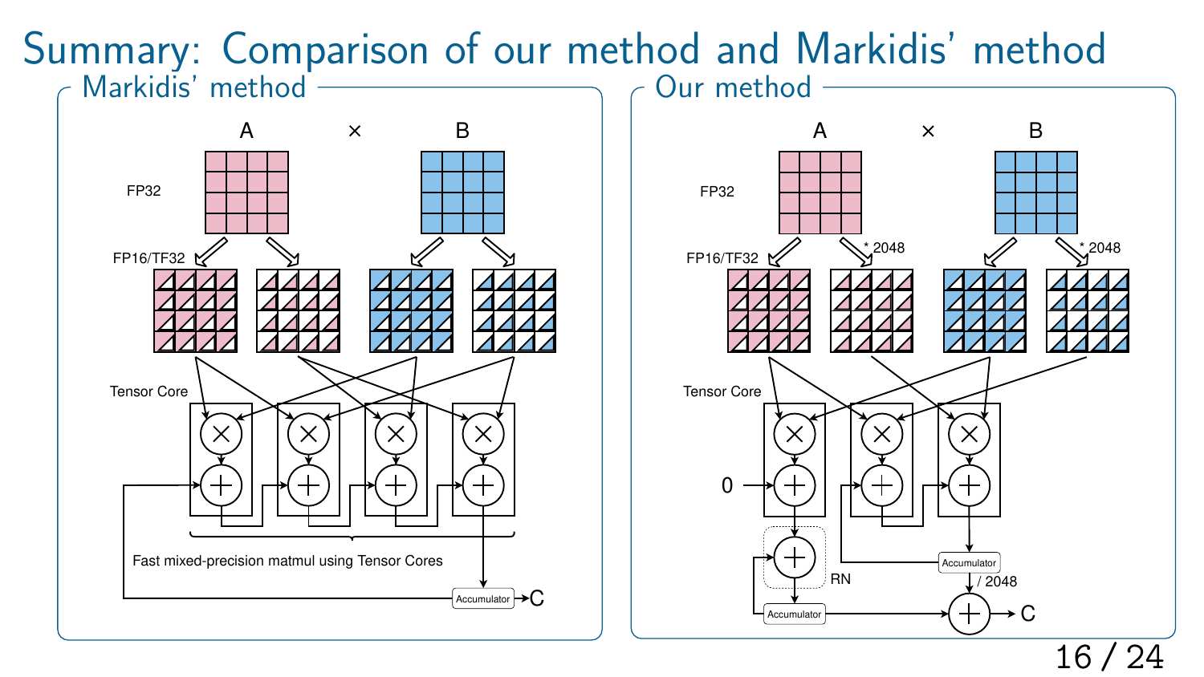# Summary: Comparison of our method and Markidis' method

## Markidis' method

A × B

FP32

FP16/TF32

Tensor Core

Fast mixed-precision matmul using Tensor Cores

Accumulator → C

## Our method

A × B

FP32

FP16/TF32

* 2048

* 2048

Tensor Core

0

RN

Accumulator

Accumulator

/ 2048

C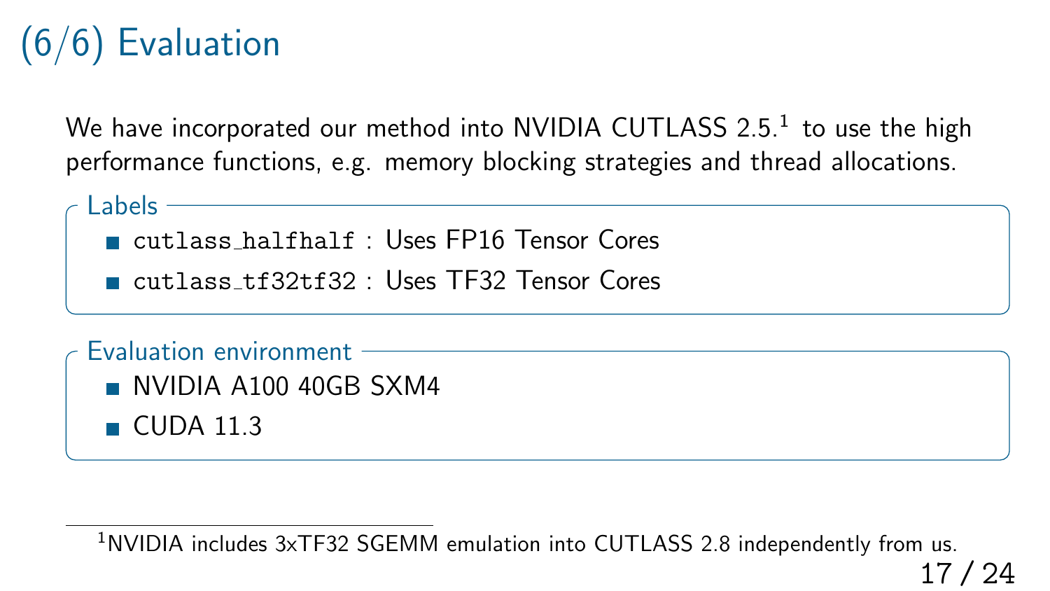# (6/6) Evaluation

We have incorporated our method into NVIDIA CUTLASS 2.5.[1] to use the high performance functions, e.g. memory blocking strategies and thread allocations.

**Labels**

- `cutlass_halfhalf` : Uses FP16 Tensor Cores
- `cutlass_tf32tf32` : Uses TF32 Tensor Cores

**Evaluation environment**

- NVIDIA A100 40GB SXM4
- CUDA 11.3

[1] NVIDIA includes 3xTF32 SGEMM emulation into CUTLASS 2.8 independently from us.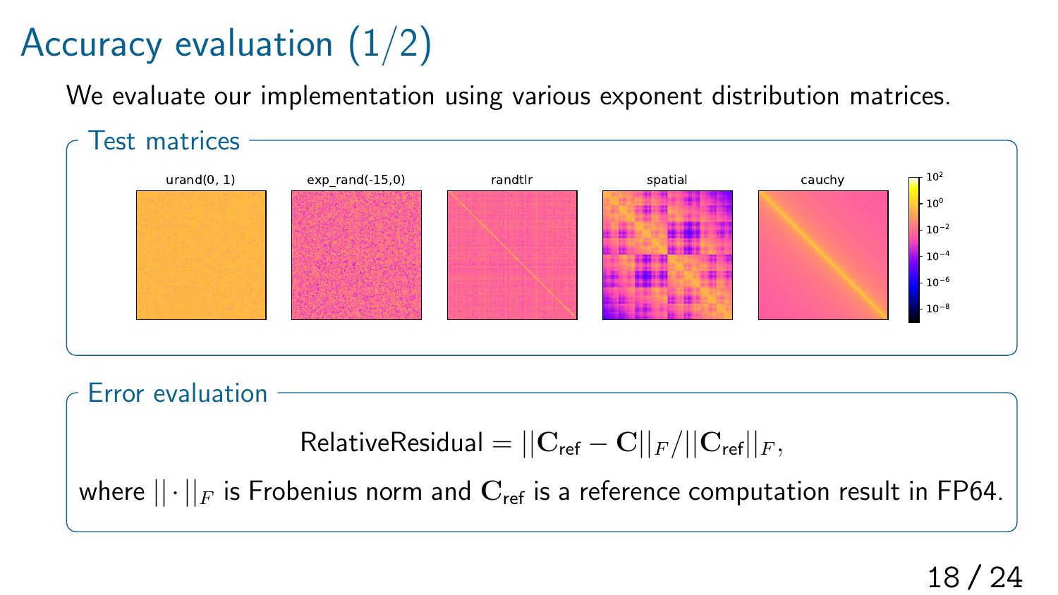# Accuracy evaluation (1/2)

We evaluate our implementation using various exponent distribution matrices.

## Test matrices

urand(0, 1) | exp_rand(-15,0) | randtlr | spatial | cauchy

## Error evaluation

$$\text{RelativeResidual} = ||\mathbf{C}_{\text{ref}} - \mathbf{C}||_F / ||\mathbf{C}_{\text{ref}}||_F,$$

where $||\cdot||_F$ is Frobenius norm and $\mathbf{C}_{\text{ref}}$ is a reference computation result in FP64.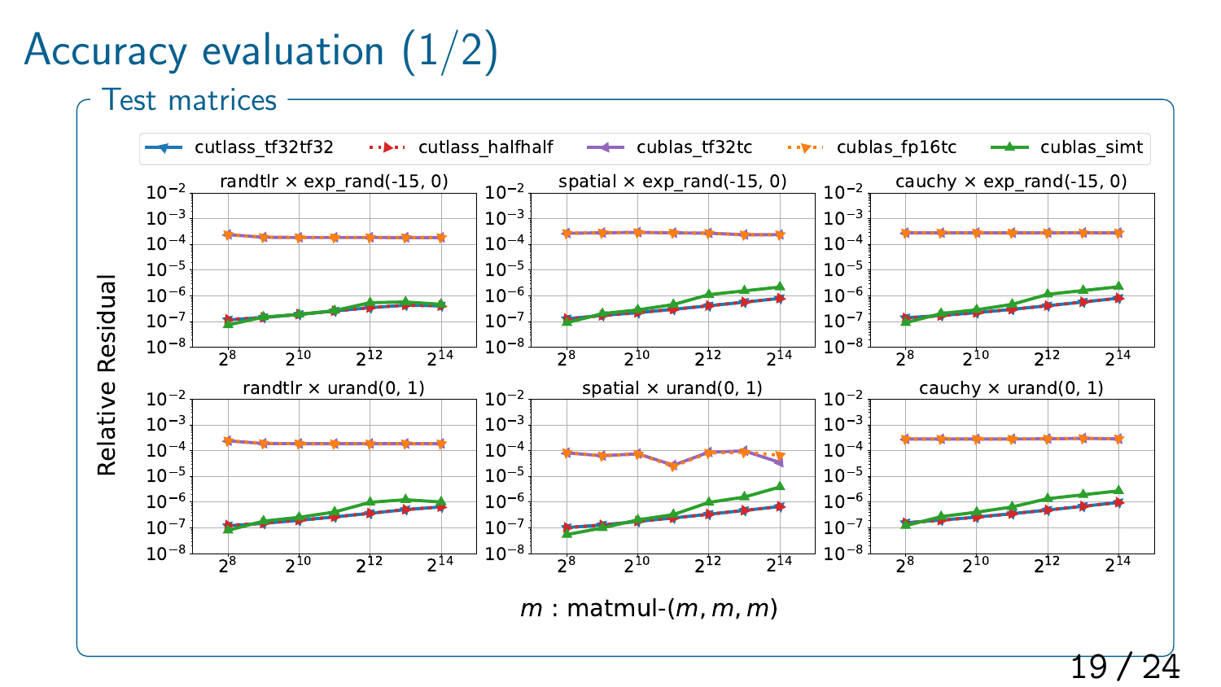# Accuracy evaluation (1/2)

## Test matrices

Legend: cutlass_tf32tf32, cutlass_halfhalf, cublas_tf32tc, cublas_fp16tc, cublas_simt

Subplots: randtlr × exp_rand(-15, 0); spatial × exp_rand(-15, 0); cauchy × exp_rand(-15, 0); randtlr × urand(0, 1); spatial × urand(0, 1); cauchy × urand(0, 1)

Y-axis: Relative Residual ($10^{-8}$ to $10^{-2}$)

X-axis: $m$ : matmul-$(m, m, m)$ ($2^{8}$ to $2^{14}$)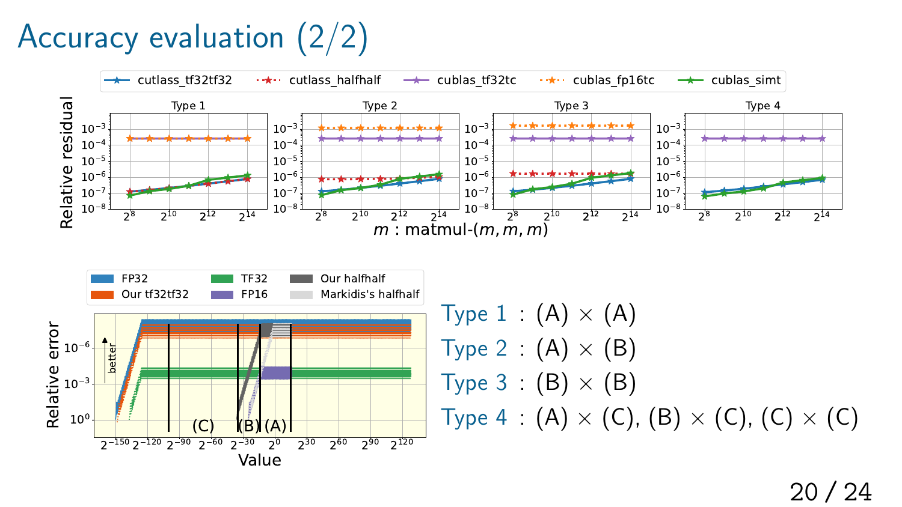# Accuracy evaluation (2/2)

Type 1 : (A) × (A)

Type 2 : (A) × (B)

Type 3 : (B) × (B)

Type 4 : (A) × (C), (B) × (C), (C) × (C)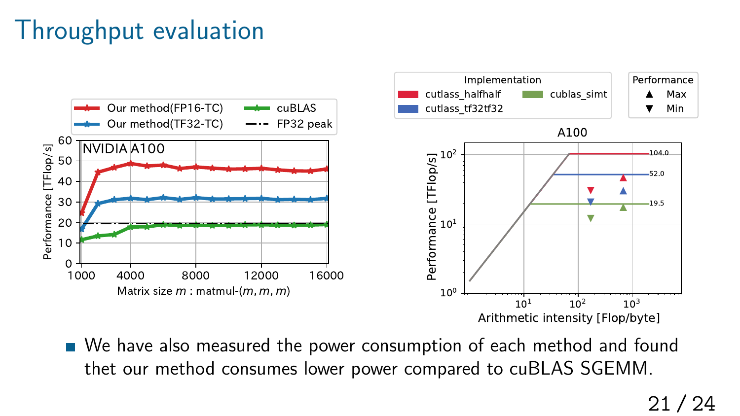# Throughput evaluation

- We have also measured the power consumption of each method and found thet our method consumes lower power compared to cuBLAS SGEMM.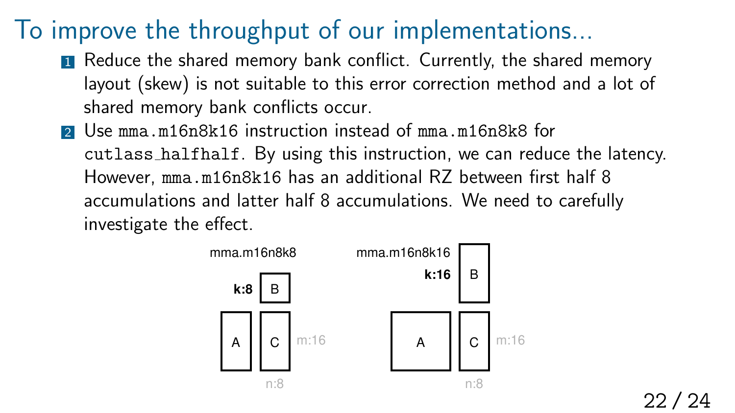# To improve the throughput of our implementations...

1. Reduce the shared memory bank conflict. Currently, the shared memory layout (skew) is not suitable to this error correction method and a lot of shared memory bank conflicts occur.
2. Use `mma.m16n8k16` instruction instead of `mma.m16n8k8` for `cutlass_halfhalf`. By using this instruction, we can reduce the latency. However, `mma.m16n8k16` has an additional RZ between first half 8 accumulations and latter half 8 accumulations. We need to carefully investigate the effect.

mma.m16n8k8 — k:8, m:16, n:8

mma.m16n8k16 — k:16, m:16, n:8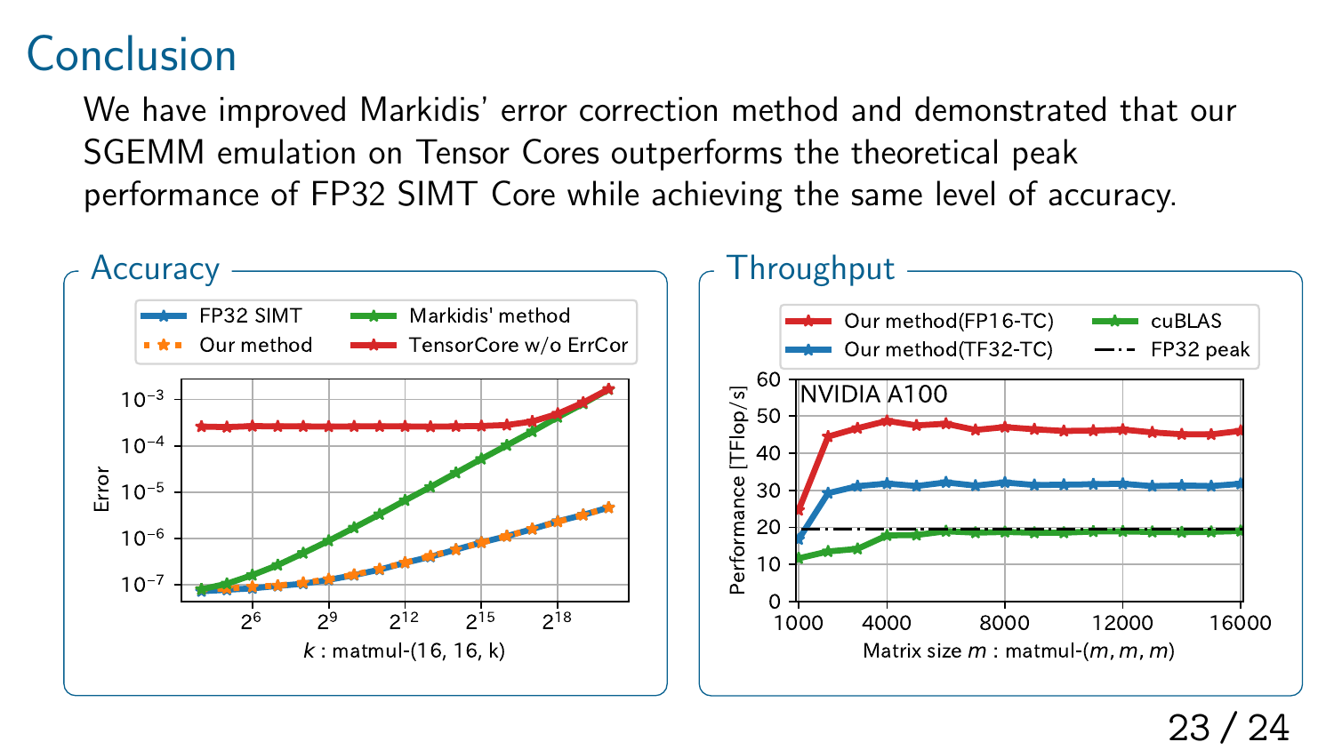# Conclusion

We have improved Markidis' error correction method and demonstrated that our SGEMM emulation on Tensor Cores outperforms the theoretical peak performance of FP32 SIMT Core while achieving the same level of accuracy.

## Accuracy

## Throughput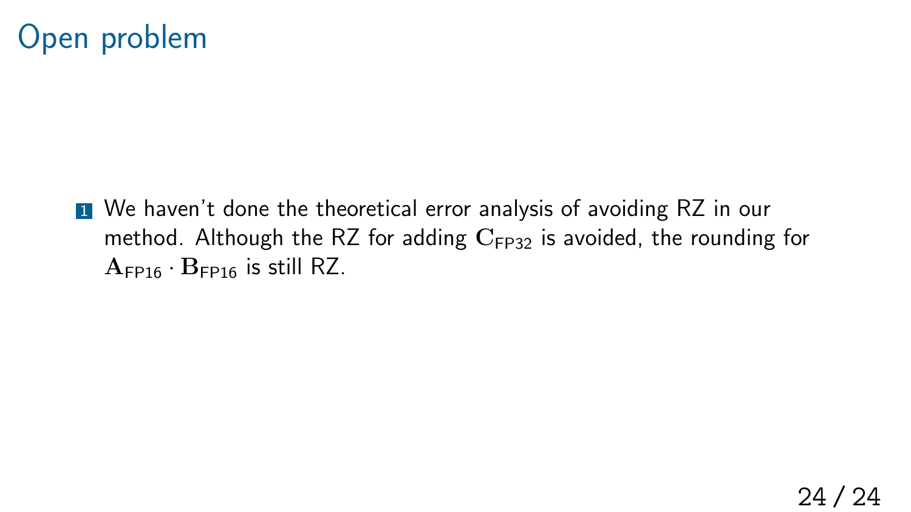# Open problem

1. We haven't done the theoretical error analysis of avoiding RZ in our method. Although the RZ for adding $\mathbf{C}_{\mathsf{FP32}}$ is avoided, the rounding for $\mathbf{A}_{\mathsf{FP16}} \cdot \mathbf{B}_{\mathsf{FP16}}$ is still RZ.